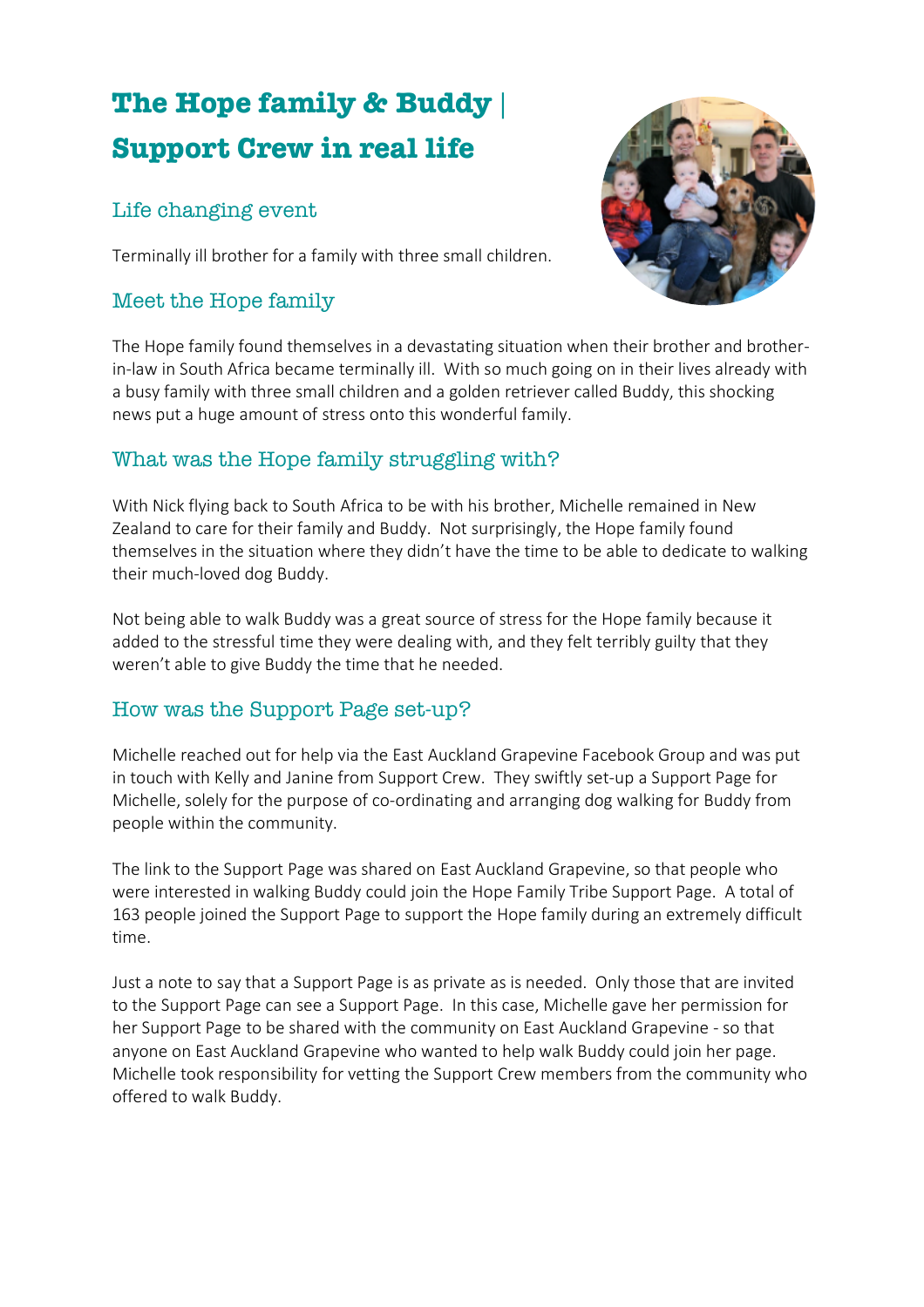# The Hope family & Buddy | Support Crew in real life

## Life changing event

Terminally ill brother for a family with three small children.

## Meet the Hope family

The Hope family found themselves in a devastating situation when their brother and brother-in-law in South Africa became terminally ill. With so much going on in their lives already with a busy family with three small children and a golden retriever called Buddy, this shocking news put a huge amount of stress onto this wonderful family.

## What was the Hope family struggling with?

With Nick flying back to South Africa to be with his brother, Michelle remained in New Zealand to care for their family and Buddy. Not surprisingly, the Hope family found themselves in the situation where they didn't have the time to be able to dedicate to walking their much-loved dog Buddy.

Not being able to walk Buddy was a great source of stress for the Hope family because it added to the stressful time they were dealing with, and they felt terribly guilty that they weren't able to give Buddy the time that he needed.

## How was the Support Page set-up?

Michelle reached out for help via the East Auckland Grapevine Facebook Group and was put in touch with Kelly and Janine from Support Crew. They swiftly set-up a Support Page for Michelle, solely for the purpose of co-ordinating and arranging dog walking for Buddy from people within the community.

The link to the Support Page was shared on East Auckland Grapevine, so that people who were interested in walking Buddy could join the Hope Family Tribe Support Page. A total of 163 people joined the Support Page to support the Hope family during an extremely difficult time.

Just a note to say that a Support Page is as private as is needed. Only those that are invited to the Support Page can see a Support Page. In this case, Michelle gave her permission for her Support Page to be shared with the community on East Auckland Grapevine - so that anyone on East Auckland Grapevine who wanted to help walk Buddy could join her page. Michelle took responsibility for vetting the Support Crew members from the community who offered to walk Buddy.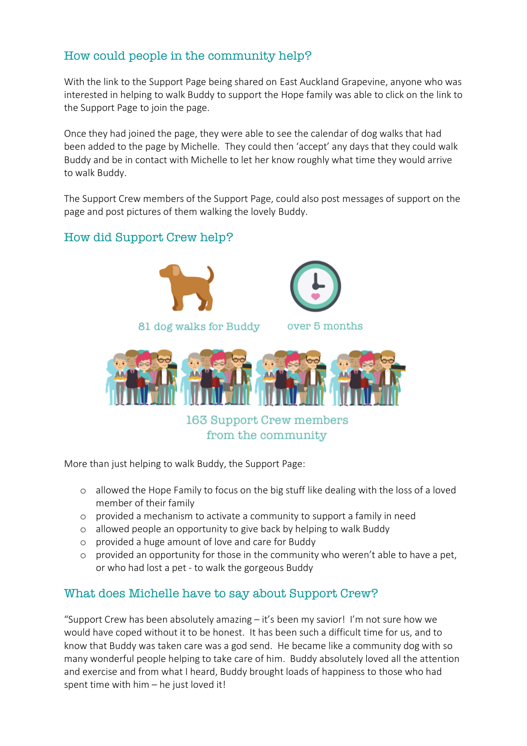## How could people in the community help?

With the link to the Support Page being shared on East Auckland Grapevine, anyone who was interested in helping to walk Buddy to support the Hope family was able to click on the link to the Support Page to join the page.

Once they had joined the page, they were able to see the calendar of dog walks that had been added to the page by Michelle. They could then 'accept' any days that they could walk Buddy and be in contact with Michelle to let her know roughly what time they would arrive to walk Buddy.

The Support Crew members of the Support Page, could also post messages of support on the page and post pictures of them walking the lovely Buddy.

## How did Support Crew help?

81 dog walks for Buddy

over 5 months

163 Support Crew members from the community

More than just helping to walk Buddy, the Support Page:

- allowed the Hope Family to focus on the big stuff like dealing with the loss of a loved member of their family
- provided a mechanism to activate a community to support a family in need
- allowed people an opportunity to give back by helping to walk Buddy
- provided a huge amount of love and care for Buddy
- provided an opportunity for those in the community who weren't able to have a pet, or who had lost a pet - to walk the gorgeous Buddy

## What does Michelle have to say about Support Crew?

"Support Crew has been absolutely amazing – it's been my savior! I'm not sure how we would have coped without it to be honest. It has been such a difficult time for us, and to know that Buddy was taken care was a god send. He became like a community dog with so many wonderful people helping to take care of him. Buddy absolutely loved all the attention and exercise and from what I heard, Buddy brought loads of happiness to those who had spent time with him – he just loved it!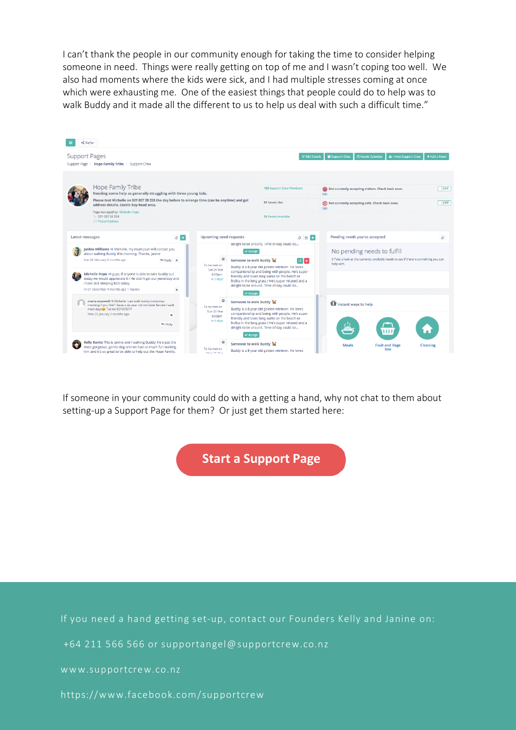I can't thank the people in our community enough for taking the time to consider helping someone in need. Things were really getting on top of me and I wasn't coping too well. We also had moments where the kids were sick, and I had multiple stresses coming at once which were exhausting me. One of the easiest things that people could do to help was to walk Buddy and it made all the different to us to help us deal with such a difficult time."

If someone in your community could do with a getting a hand, why not chat to them about setting-up a Support Page for them? Or just get them started here:

**Start a Support Page**

If you need a hand getting set-up, contact our Founders Kelly and Janine on:

+64 211 566 566 or supportangel@supportcrew.co.nz

www.supportcrew.co.nz

https://www.facebook.com/supportcrew